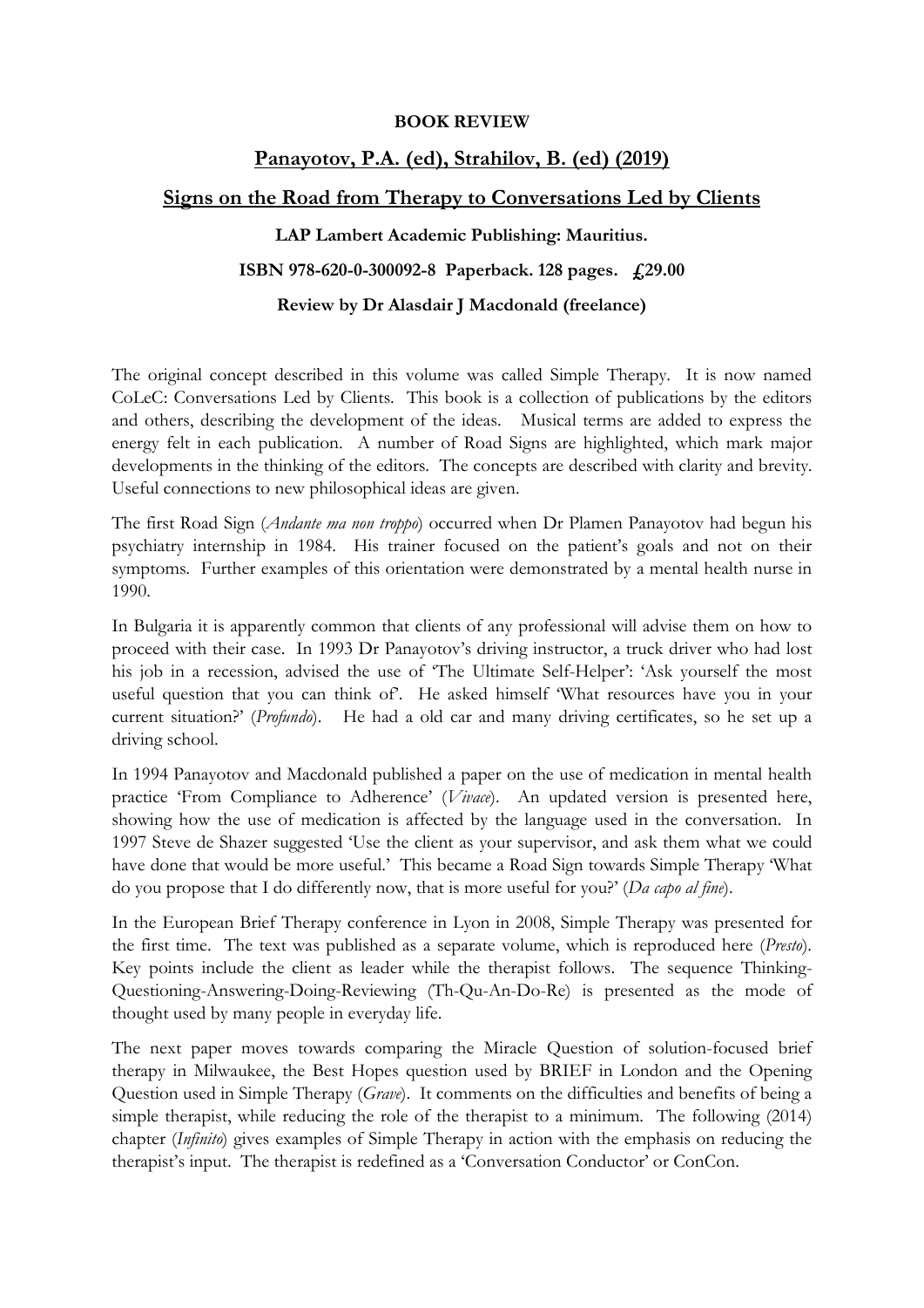**BOOK REVIEW**

## Panayotov, P.A. (ed), Strahilov, B. (ed) (2019)

## Signs on the Road from Therapy to Conversations Led by Clients

**LAP Lambert Academic Publishing: Mauritius.**

**ISBN 978-620-0-300092-8 Paperback. 128 pages. £29.00**

**Review by Dr Alasdair J Macdonald (freelance)**

The original concept described in this volume was called Simple Therapy. It is now named CoLeC: Conversations Led by Clients. This book is a collection of publications by the editors and others, describing the development of the ideas. Musical terms are added to express the energy felt in each publication. A number of Road Signs are highlighted, which mark major developments in the thinking of the editors. The concepts are described with clarity and brevity. Useful connections to new philosophical ideas are given.

The first Road Sign (*Andante ma non troppo*) occurred when Dr Plamen Panayotov had begun his psychiatry internship in 1984. His trainer focused on the patient's goals and not on their symptoms. Further examples of this orientation were demonstrated by a mental health nurse in 1990.

In Bulgaria it is apparently common that clients of any professional will advise them on how to proceed with their case. In 1993 Dr Panayotov's driving instructor, a truck driver who had lost his job in a recession, advised the use of 'The Ultimate Self-Helper': 'Ask yourself the most useful question that you can think of'. He asked himself 'What resources have you in your current situation?' (*Profundo*). He had a old car and many driving certificates, so he set up a driving school.

In 1994 Panayotov and Macdonald published a paper on the use of medication in mental health practice 'From Compliance to Adherence' (*Vivace*). An updated version is presented here, showing how the use of medication is affected by the language used in the conversation. In 1997 Steve de Shazer suggested 'Use the client as your supervisor, and ask them what we could have done that would be more useful.' This became a Road Sign towards Simple Therapy 'What do you propose that I do differently now, that is more useful for you?' (*Da capo al fine*).

In the European Brief Therapy conference in Lyon in 2008, Simple Therapy was presented for the first time. The text was published as a separate volume, which is reproduced here (*Presto*). Key points include the client as leader while the therapist follows. The sequence Thinking-Questioning-Answering-Doing-Reviewing (Th-Qu-An-Do-Re) is presented as the mode of thought used by many people in everyday life.

The next paper moves towards comparing the Miracle Question of solution-focused brief therapy in Milwaukee, the Best Hopes question used by BRIEF in London and the Opening Question used in Simple Therapy (*Grave*). It comments on the difficulties and benefits of being a simple therapist, while reducing the role of the therapist to a minimum. The following (2014) chapter (*Infinito*) gives examples of Simple Therapy in action with the emphasis on reducing the therapist's input. The therapist is redefined as a 'Conversation Conductor' or ConCon.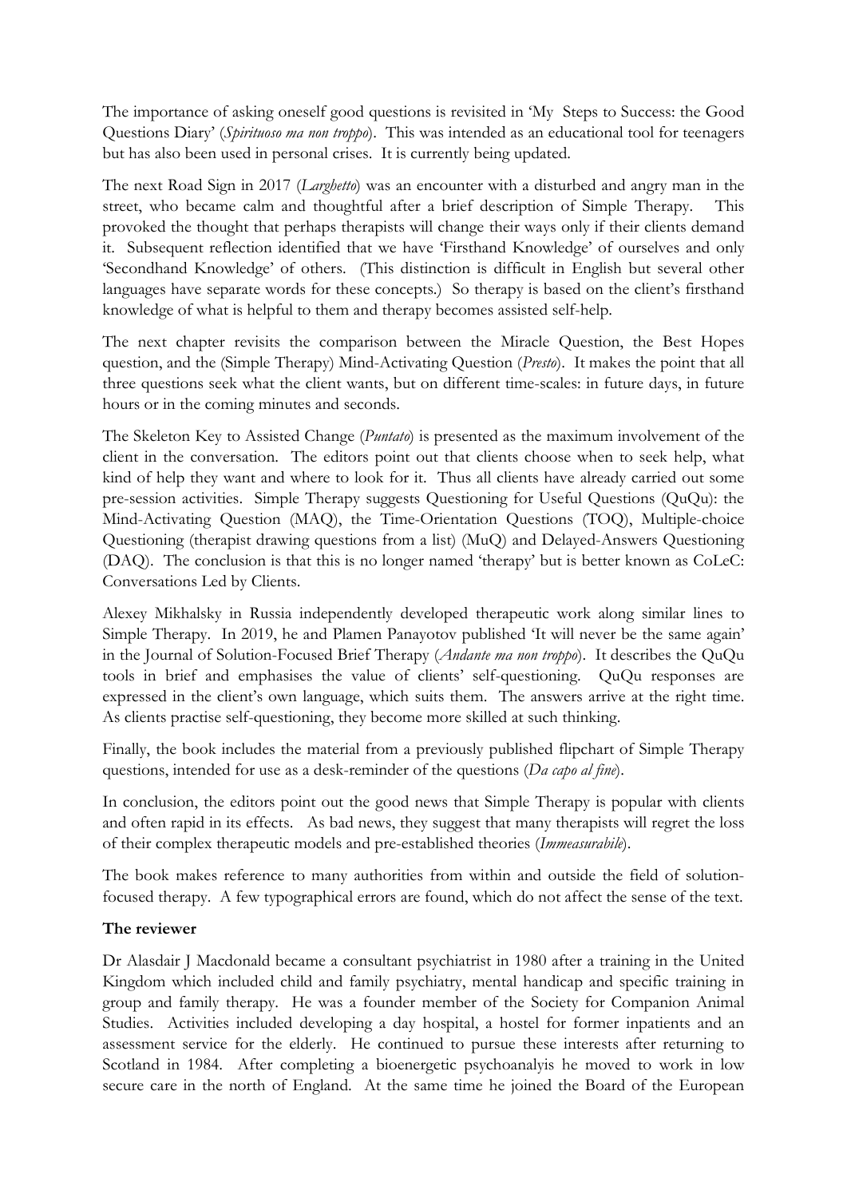The importance of asking oneself good questions is revisited in 'My Steps to Success: the Good Questions Diary' (*Spirituoso ma non troppo*). This was intended as an educational tool for teenagers but has also been used in personal crises. It is currently being updated.

The next Road Sign in 2017 (*Larghetto*) was an encounter with a disturbed and angry man in the street, who became calm and thoughtful after a brief description of Simple Therapy. This provoked the thought that perhaps therapists will change their ways only if their clients demand it. Subsequent reflection identified that we have 'Firsthand Knowledge' of ourselves and only 'Secondhand Knowledge' of others. (This distinction is difficult in English but several other languages have separate words for these concepts.) So therapy is based on the client's firsthand knowledge of what is helpful to them and therapy becomes assisted self-help.

The next chapter revisits the comparison between the Miracle Question, the Best Hopes question, and the (Simple Therapy) Mind-Activating Question (*Presto*). It makes the point that all three questions seek what the client wants, but on different time-scales: in future days, in future hours or in the coming minutes and seconds.

The Skeleton Key to Assisted Change (*Puntato*) is presented as the maximum involvement of the client in the conversation. The editors point out that clients choose when to seek help, what kind of help they want and where to look for it. Thus all clients have already carried out some pre-session activities. Simple Therapy suggests Questioning for Useful Questions (QuQu): the Mind-Activating Question (MAQ), the Time-Orientation Questions (TOQ), Multiple-choice Questioning (therapist drawing questions from a list) (MuQ) and Delayed-Answers Questioning (DAQ). The conclusion is that this is no longer named 'therapy' but is better known as CoLeC: Conversations Led by Clients.

Alexey Mikhalsky in Russia independently developed therapeutic work along similar lines to Simple Therapy. In 2019, he and Plamen Panayotov published 'It will never be the same again' in the Journal of Solution-Focused Brief Therapy (*Andante ma non troppo*). It describes the QuQu tools in brief and emphasises the value of clients' self-questioning. QuQu responses are expressed in the client's own language, which suits them. The answers arrive at the right time. As clients practise self-questioning, they become more skilled at such thinking.

Finally, the book includes the material from a previously published flipchart of Simple Therapy questions, intended for use as a desk-reminder of the questions (*Da capo al fine*).

In conclusion, the editors point out the good news that Simple Therapy is popular with clients and often rapid in its effects. As bad news, they suggest that many therapists will regret the loss of their complex therapeutic models and pre-established theories (*Immeasurabile*).

The book makes reference to many authorities from within and outside the field of solution-focused therapy. A few typographical errors are found, which do not affect the sense of the text.

**The reviewer**

Dr Alasdair J Macdonald became a consultant psychiatrist in 1980 after a training in the United Kingdom which included child and family psychiatry, mental handicap and specific training in group and family therapy. He was a founder member of the Society for Companion Animal Studies. Activities included developing a day hospital, a hostel for former inpatients and an assessment service for the elderly. He continued to pursue these interests after returning to Scotland in 1984. After completing a bioenergetic psychoanalyis he moved to work in low secure care in the north of England. At the same time he joined the Board of the European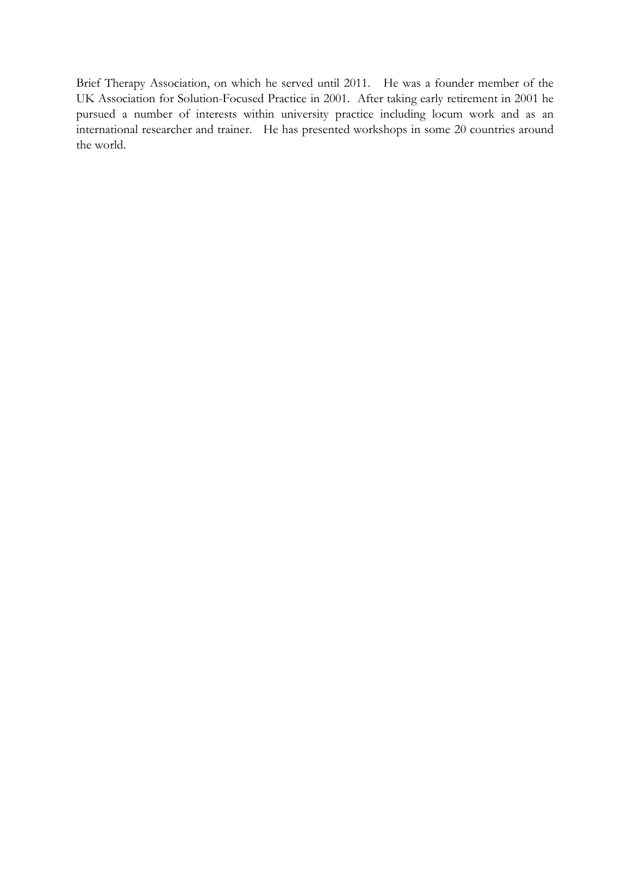Brief Therapy Association, on which he served until 2011. He was a founder member of the UK Association for Solution-Focused Practice in 2001. After taking early retirement in 2001 he pursued a number of interests within university practice including locum work and as an international researcher and trainer. He has presented workshops in some 20 countries around the world.